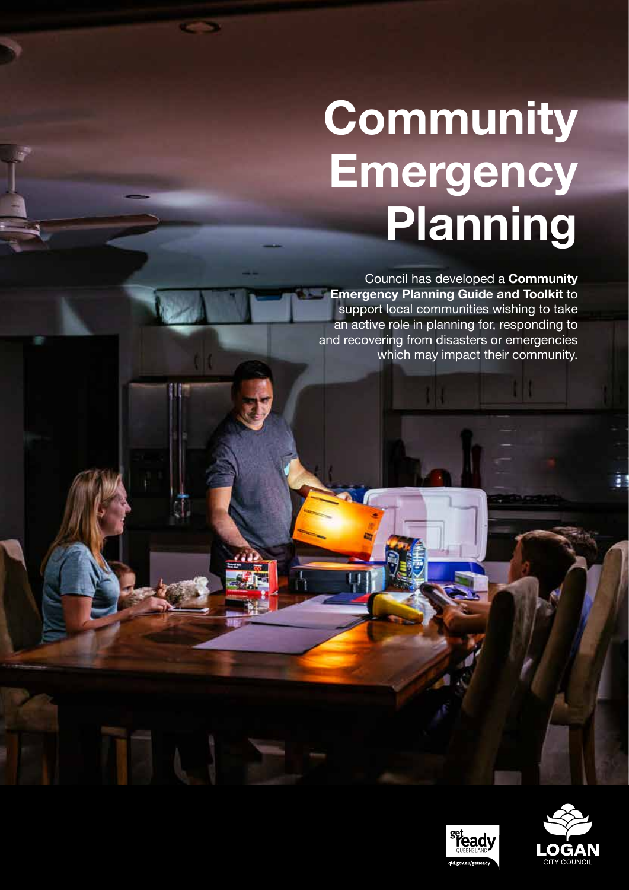# Community Emergency Planning

Council has developed a **Community Emergency Planning Guide and Toolkit** to support local communities wishing to take an active role in planning for, responding to and recovering from disasters or emergencies which may impact their community.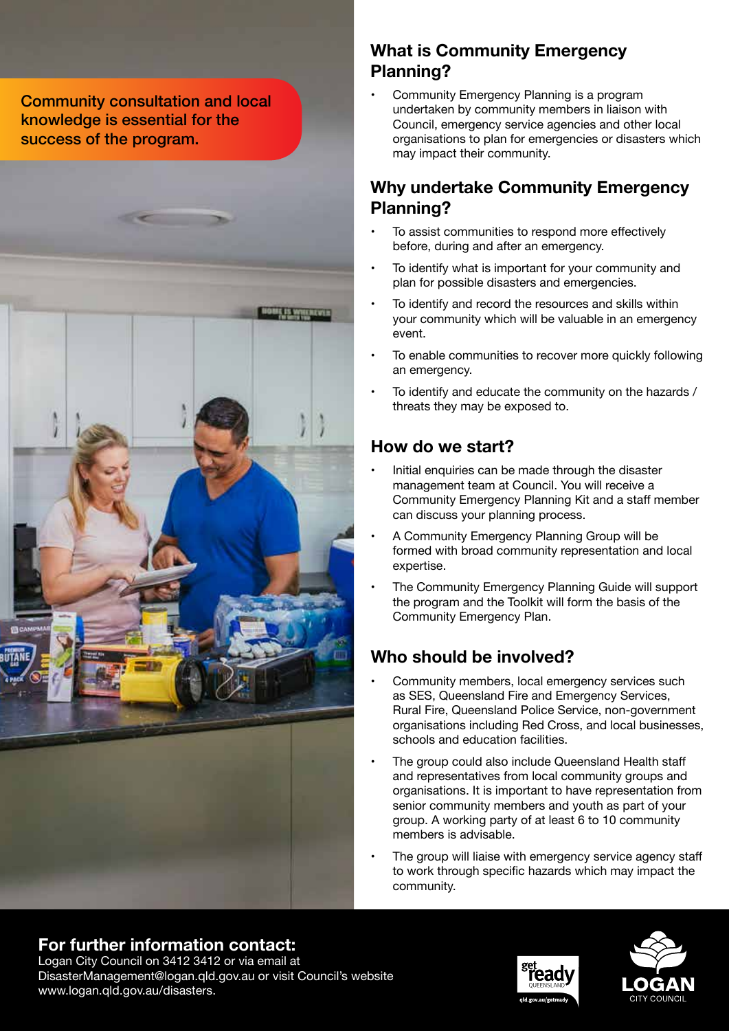Community consultation and local knowledge is essential for the success of the program.

## What is Community Emergency Planning?

- Community Emergency Planning is a program undertaken by community members in liaison with Council, emergency service agencies and other local organisations to plan for emergencies or disasters which may impact their community.

## Why undertake Community Emergency Planning?

- To assist communities to respond more effectively before, during and after an emergency.
- To identify what is important for your community and plan for possible disasters and emergencies.
- To identify and record the resources and skills within your community which will be valuable in an emergency event.
- To enable communities to recover more quickly following an emergency.
- To identify and educate the community on the hazards / threats they may be exposed to.

## How do we start?

- Initial enquiries can be made through the disaster management team at Council. You will receive a Community Emergency Planning Kit and a staff member can discuss your planning process.
- A Community Emergency Planning Group will be formed with broad community representation and local expertise.
- The Community Emergency Planning Guide will support the program and the Toolkit will form the basis of the Community Emergency Plan.

## Who should be involved?

- Community members, local emergency services such as SES, Queensland Fire and Emergency Services, Rural Fire, Queensland Police Service, non-government organisations including Red Cross, and local businesses, schools and education facilities.
- The group could also include Queensland Health staff and representatives from local community groups and organisations. It is important to have representation from senior community members and youth as part of your group. A working party of at least 6 to 10 community members is advisable.
- The group will liaise with emergency service agency staff to work through specific hazards which may impact the community.

## For further information contact:

Logan City Council on 3412 3412 or via email at DisasterManagement@logan.qld.gov.au or visit Council's website www.logan.qld.gov.au/disasters.

get ready QUEENSLAND qld.gov.au/getready

LOGAN CITY COUNCIL